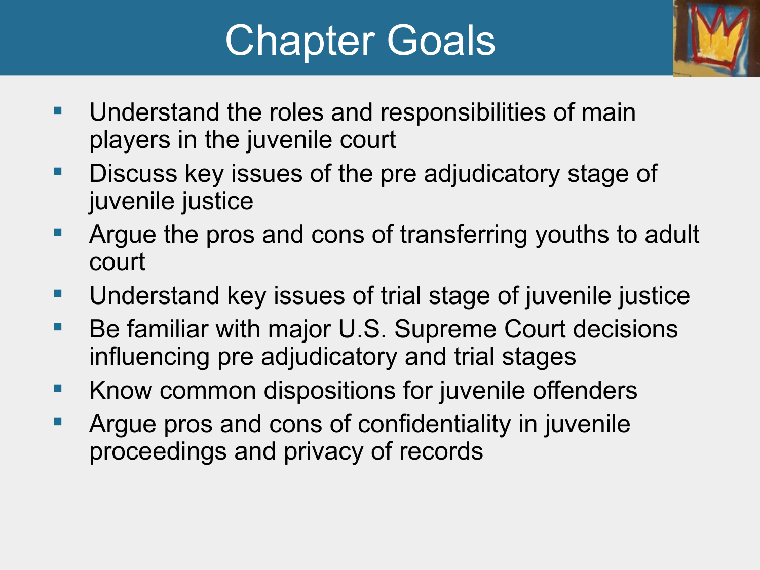# Chapter Goals

- Understand the roles and responsibilities of main players in the juvenile court
- Discuss key issues of the pre adjudicatory stage of juvenile justice
- Argue the pros and cons of transferring youths to adult court
- Understand key issues of trial stage of juvenile justice
- Be familiar with major U.S. Supreme Court decisions influencing pre adjudicatory and trial stages
- Know common dispositions for juvenile offenders
- Argue pros and cons of confidentiality in juvenile proceedings and privacy of records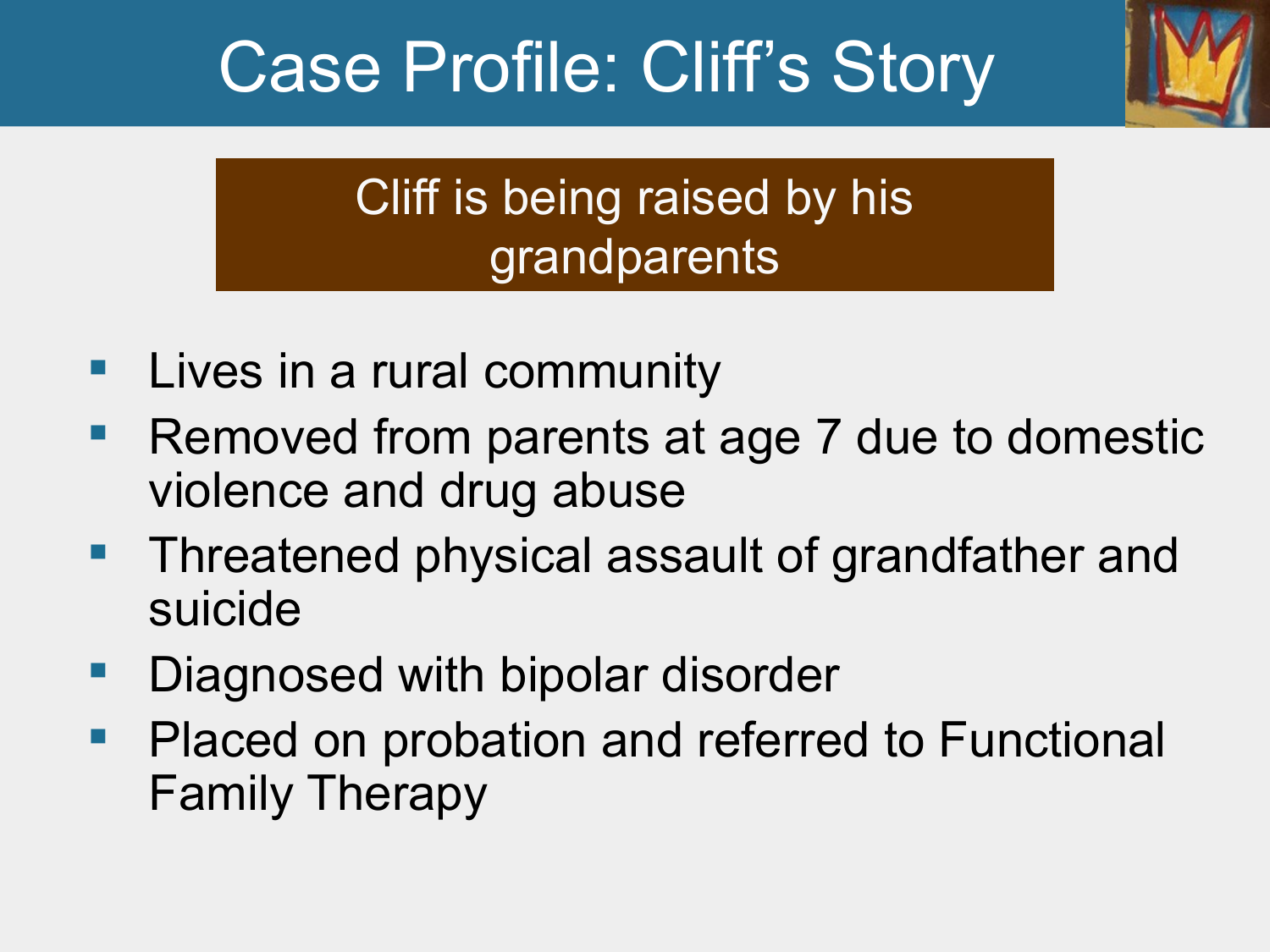# Case Profile: Cliff's Story

**Cliff is being raised by his grandparents**

- Lives in a rural community
- Removed from parents at age 7 due to domestic violence and drug abuse
- Threatened physical assault of grandfather and suicide
- Diagnosed with bipolar disorder
- Placed on probation and referred to Functional Family Therapy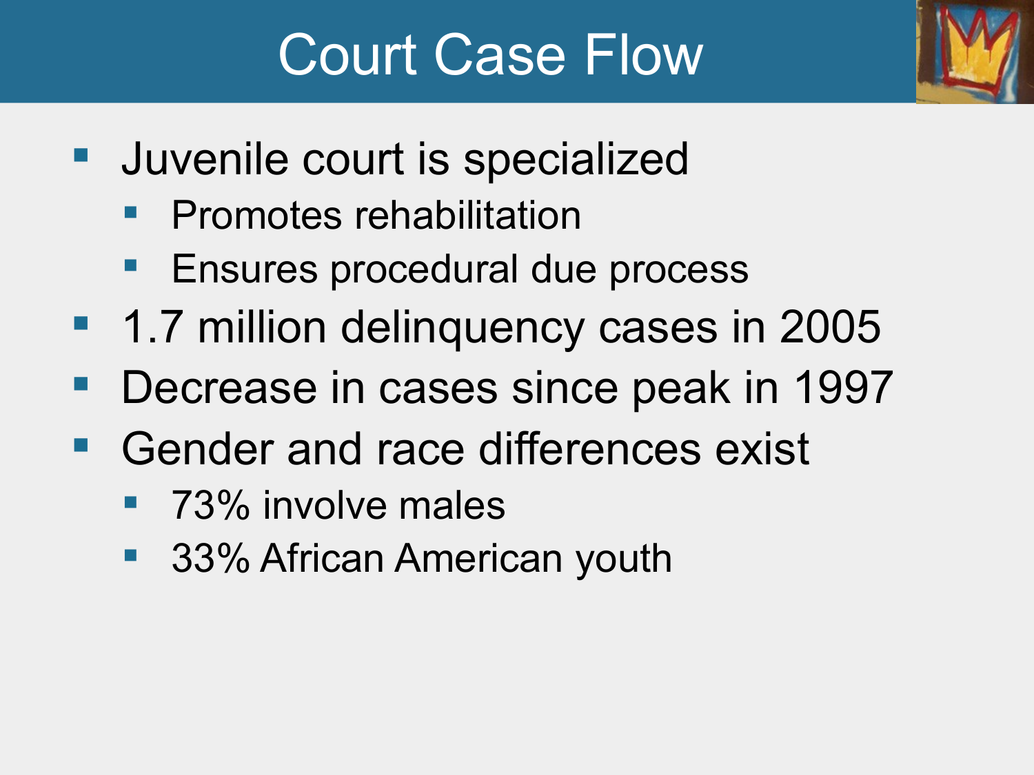# Court Case Flow

- Juvenile court is specialized
  - Promotes rehabilitation
  - Ensures procedural due process
- 1.7 million delinquency cases in 2005
- Decrease in cases since peak in 1997
- Gender and race differences exist
  - 73% involve males
  - 33% African American youth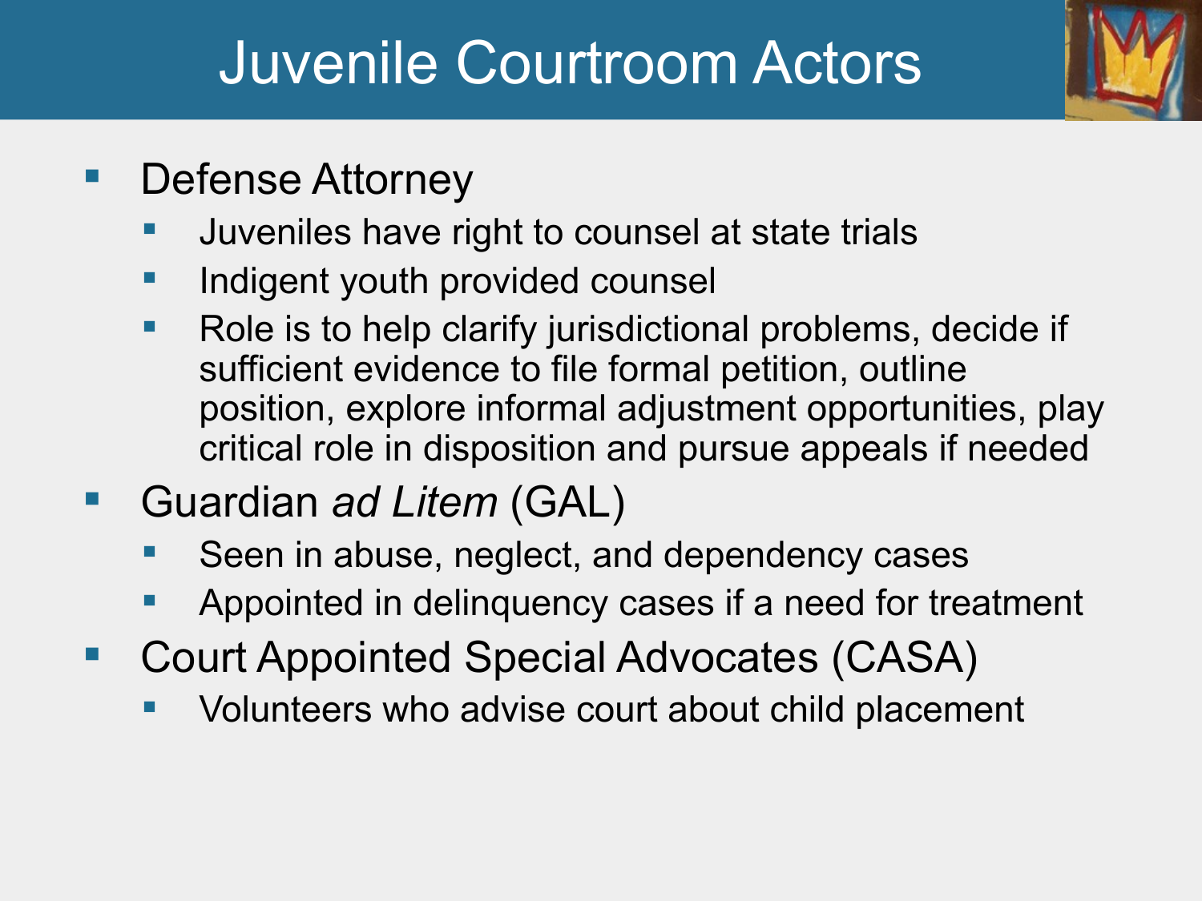# Juvenile Courtroom Actors

- Defense Attorney
  - Juveniles have right to counsel at state trials
  - Indigent youth provided counsel
  - Role is to help clarify jurisdictional problems, decide if sufficient evidence to file formal petition, outline position, explore informal adjustment opportunities, play critical role in disposition and pursue appeals if needed
- Guardian *ad Litem* (GAL)
  - Seen in abuse, neglect, and dependency cases
  - Appointed in delinquency cases if a need for treatment
- Court Appointed Special Advocates (CASA)
  - Volunteers who advise court about child placement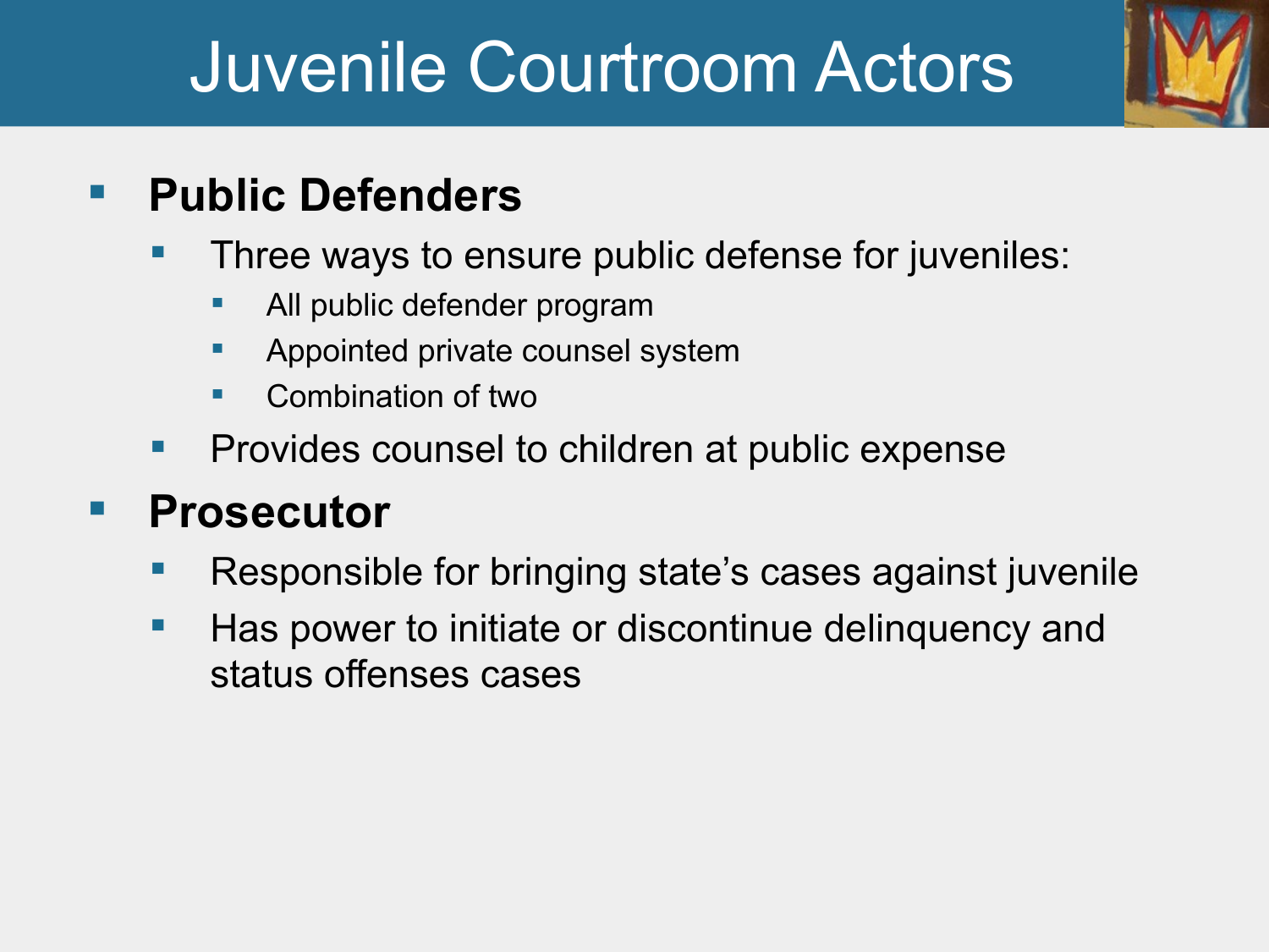# Juvenile Courtroom Actors

- **Public Defenders**
  - Three ways to ensure public defense for juveniles:
    - All public defender program
    - Appointed private counsel system
    - Combination of two
  - Provides counsel to children at public expense
- **Prosecutor**
  - Responsible for bringing state's cases against juvenile
  - Has power to initiate or discontinue delinquency and status offenses cases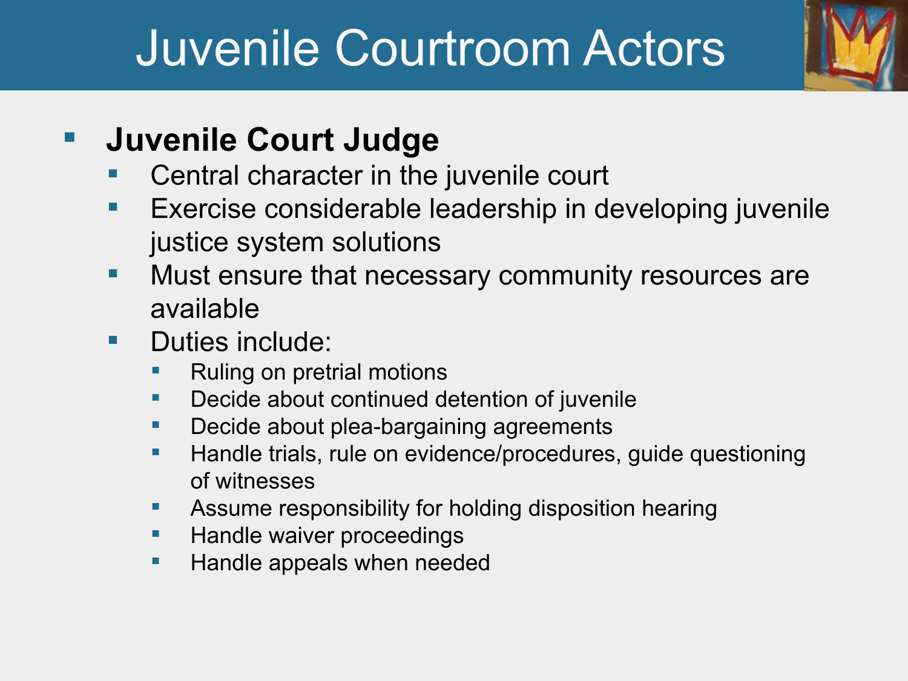# Juvenile Courtroom Actors

- **Juvenile Court Judge**
  - Central character in the juvenile court
  - Exercise considerable leadership in developing juvenile justice system solutions
  - Must ensure that necessary community resources are available
  - Duties include:
    - Ruling on pretrial motions
    - Decide about continued detention of juvenile
    - Decide about plea-bargaining agreements
    - Handle trials, rule on evidence/procedures, guide questioning of witnesses
    - Assume responsibility for holding disposition hearing
    - Handle waiver proceedings
    - Handle appeals when needed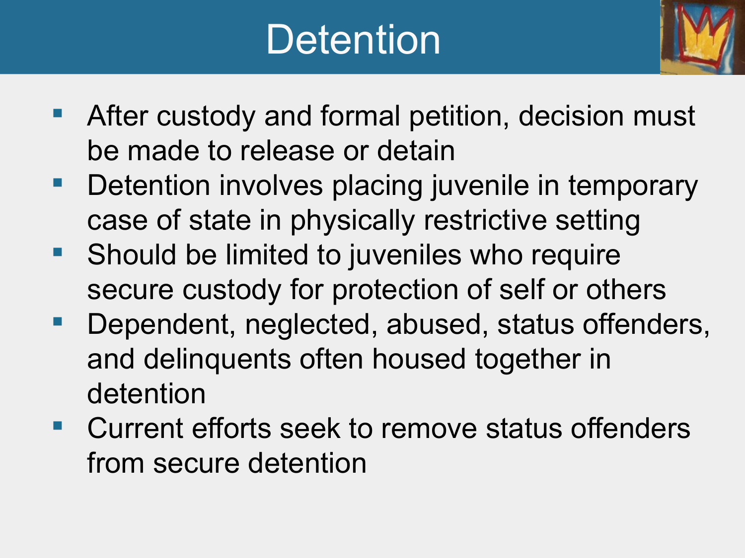# Detention

- After custody and formal petition, decision must be made to release or detain
- Detention involves placing juvenile in temporary case of state in physically restrictive setting
- Should be limited to juveniles who require secure custody for protection of self or others
- Dependent, neglected, abused, status offenders, and delinquents often housed together in detention
- Current efforts seek to remove status offenders from secure detention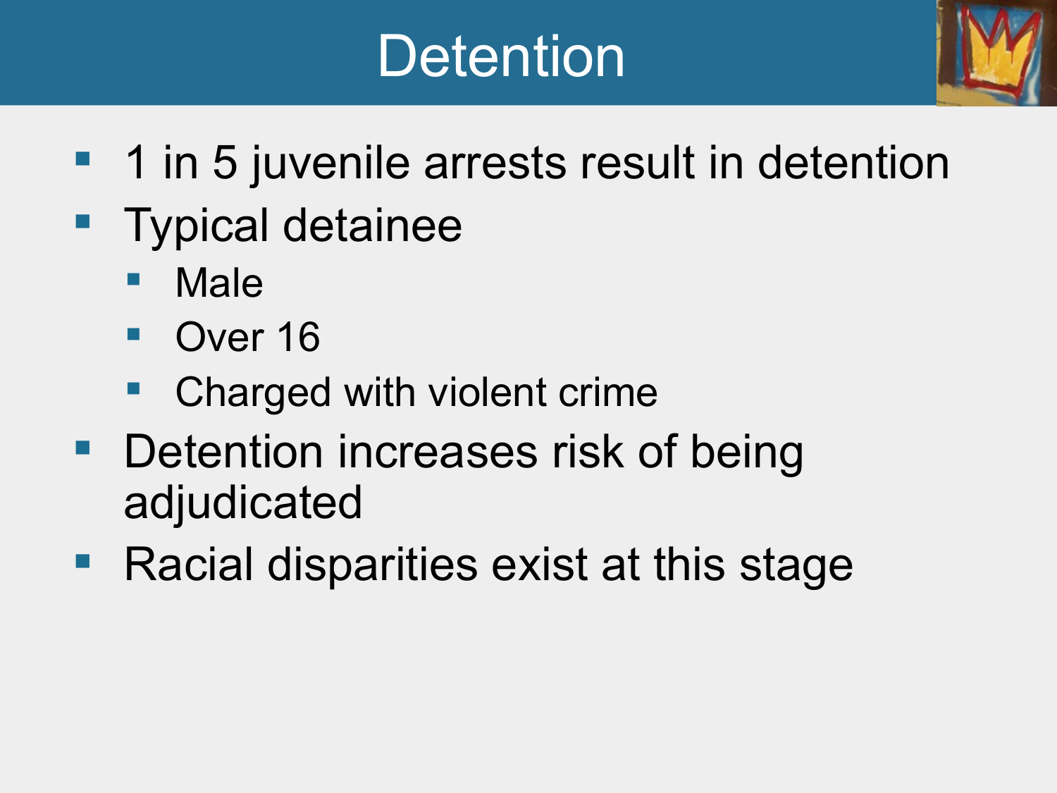# Detention

- 1 in 5 juvenile arrests result in detention
- Typical detainee
  - Male
  - Over 16
  - Charged with violent crime
- Detention increases risk of being adjudicated
- Racial disparities exist at this stage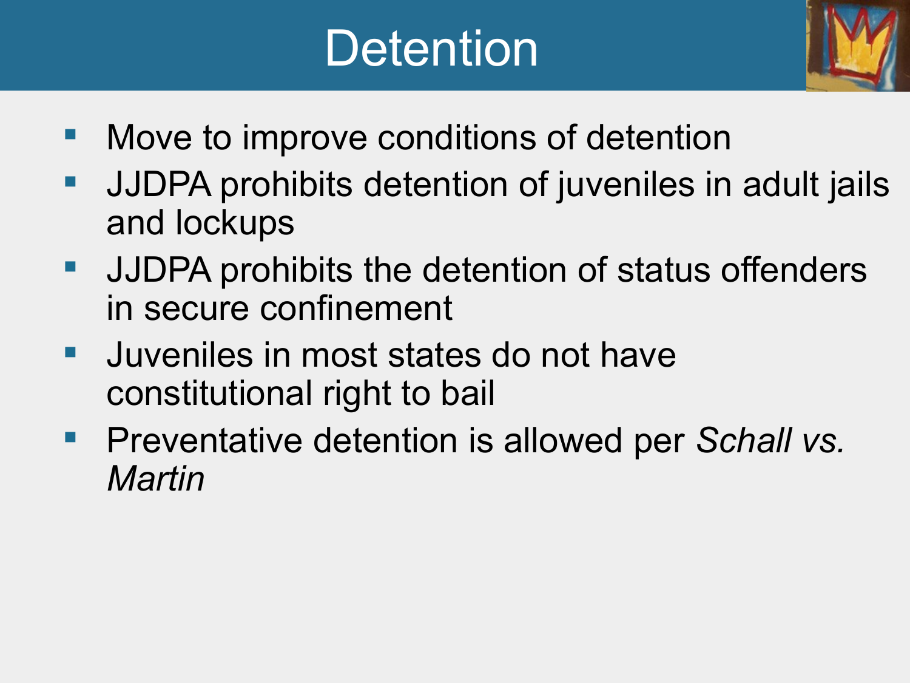# Detention

- Move to improve conditions of detention
- JJDPA prohibits detention of juveniles in adult jails and lockups
- JJDPA prohibits the detention of status offenders in secure confinement
- Juveniles in most states do not have constitutional right to bail
- Preventative detention is allowed per *Schall vs. Martin*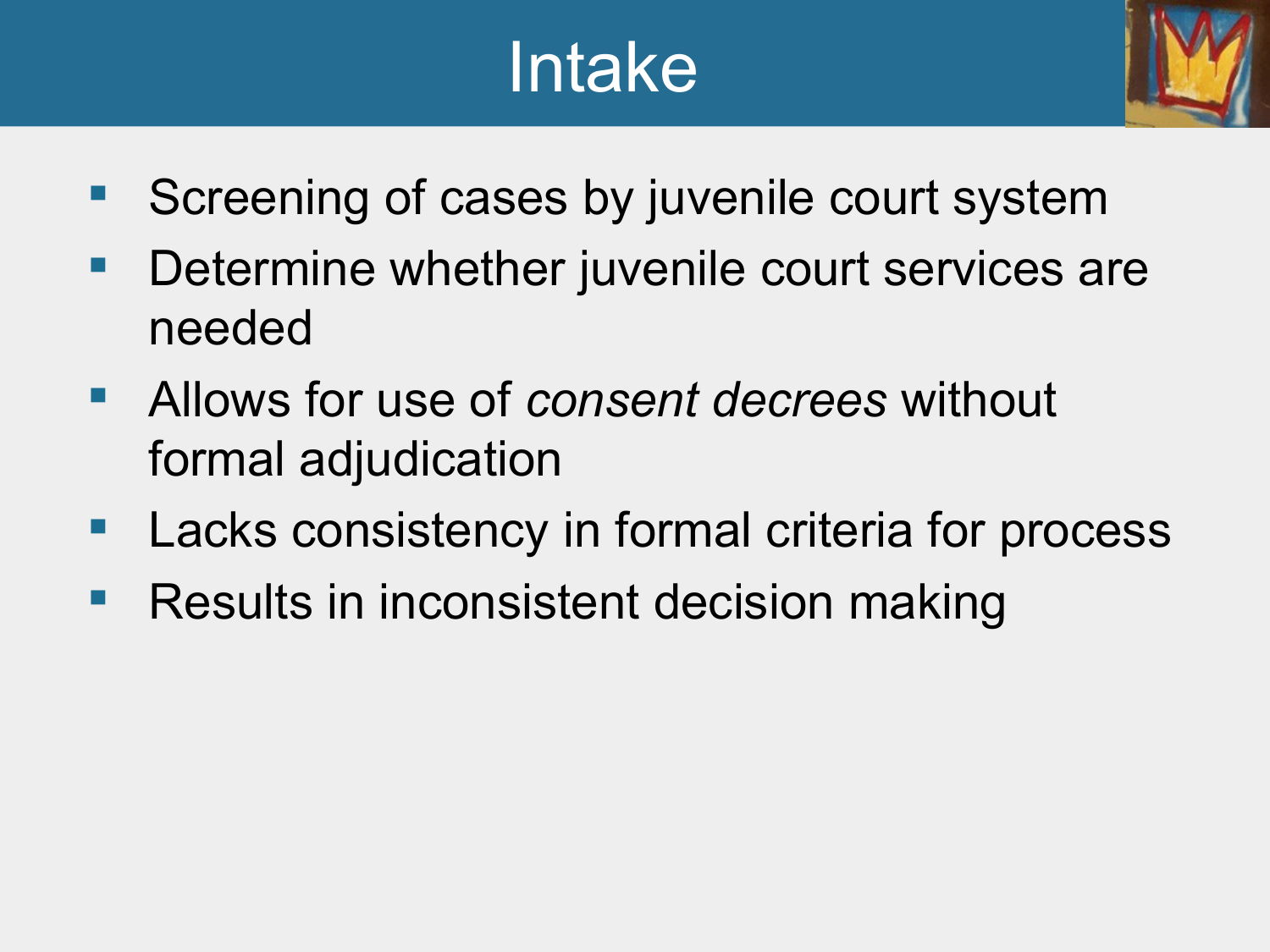# Intake

- Screening of cases by juvenile court system
- Determine whether juvenile court services are needed
- Allows for use of *consent decrees* without formal adjudication
- Lacks consistency in formal criteria for process
- Results in inconsistent decision making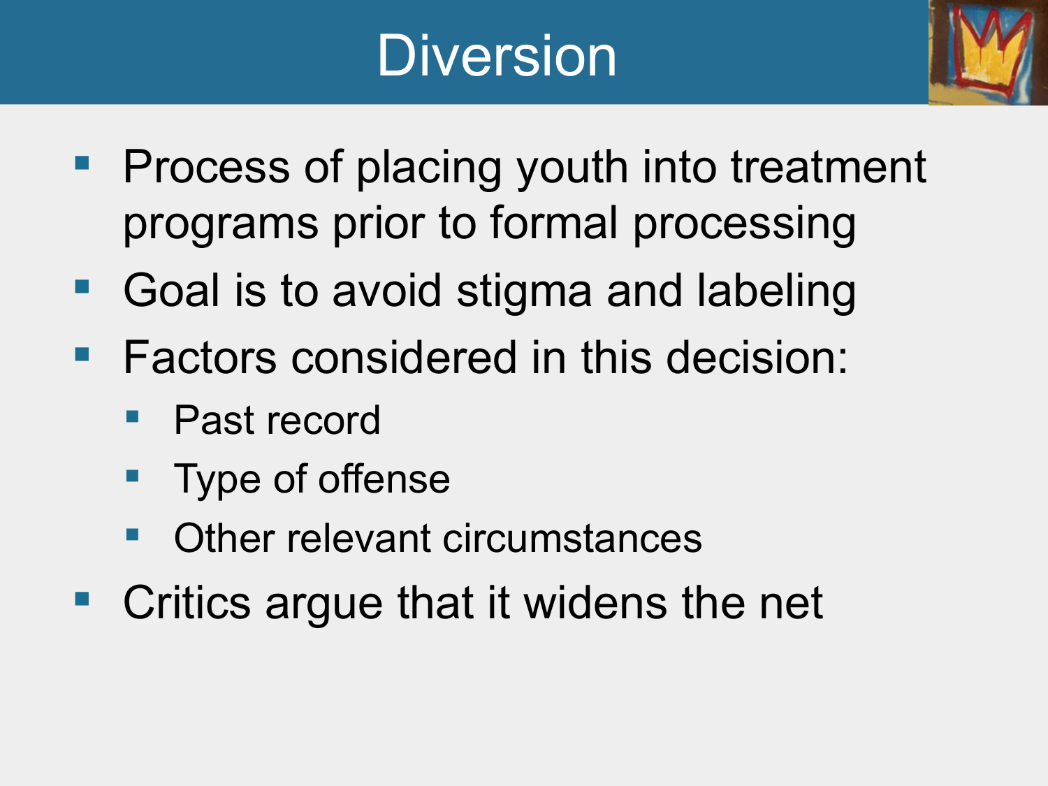# Diversion

- Process of placing youth into treatment programs prior to formal processing
- Goal is to avoid stigma and labeling
- Factors considered in this decision:
  - Past record
  - Type of offense
  - Other relevant circumstances
- Critics argue that it widens the net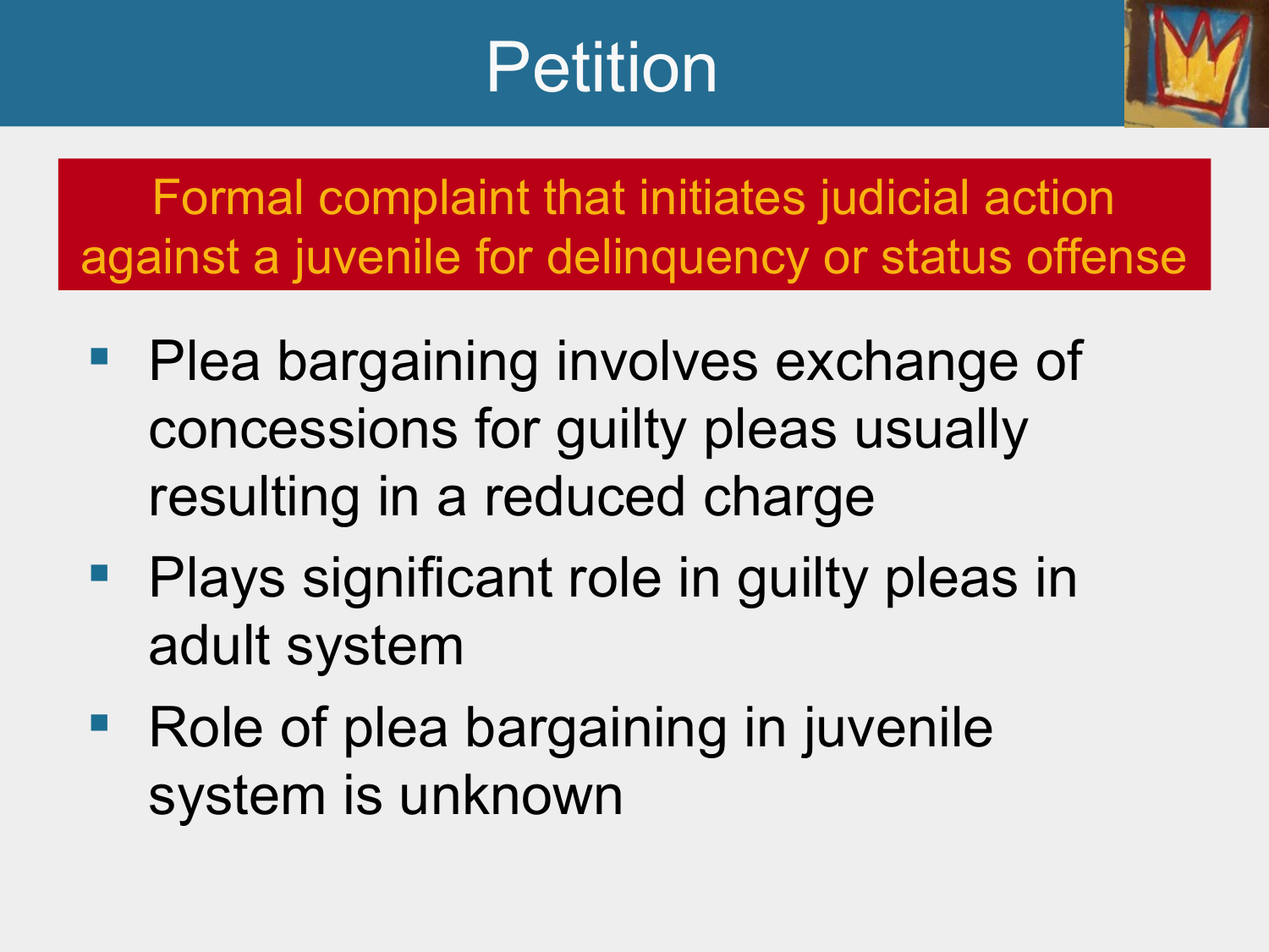# Petition

Formal complaint that initiates judicial action against a juvenile for delinquency or status offense

- Plea bargaining involves exchange of concessions for guilty pleas usually resulting in a reduced charge
- Plays significant role in guilty pleas in adult system
- Role of plea bargaining in juvenile system is unknown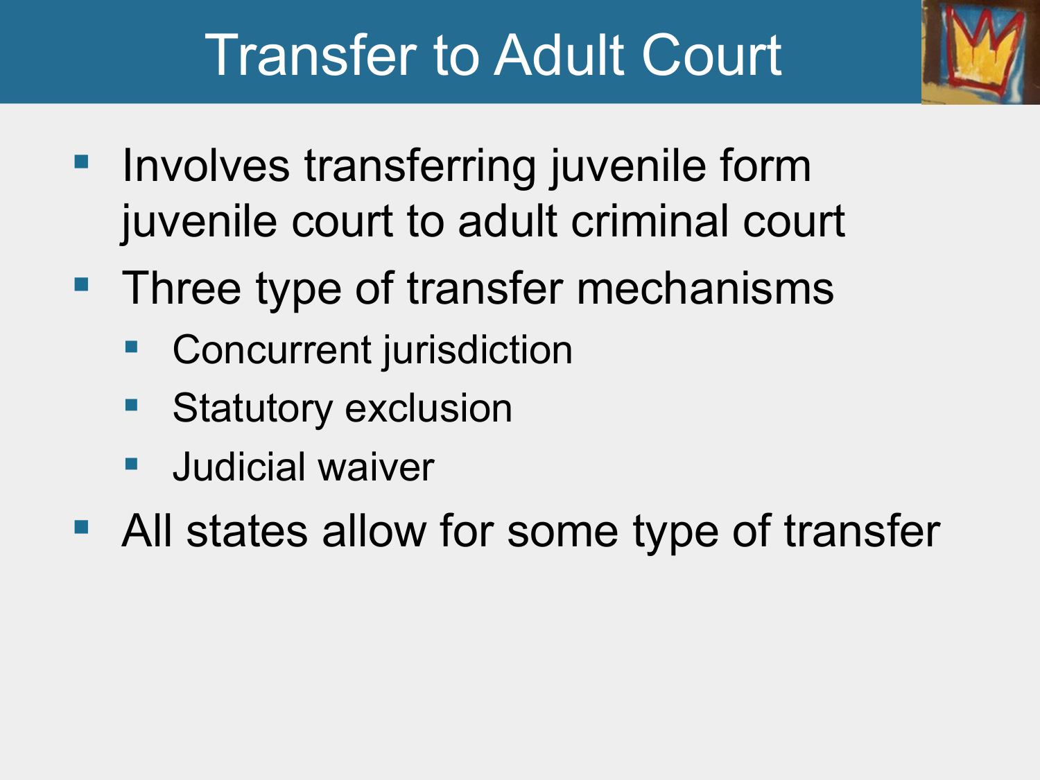# Transfer to Adult Court

- Involves transferring juvenile form juvenile court to adult criminal court
- Three type of transfer mechanisms
  - Concurrent jurisdiction
  - Statutory exclusion
  - Judicial waiver
- All states allow for some type of transfer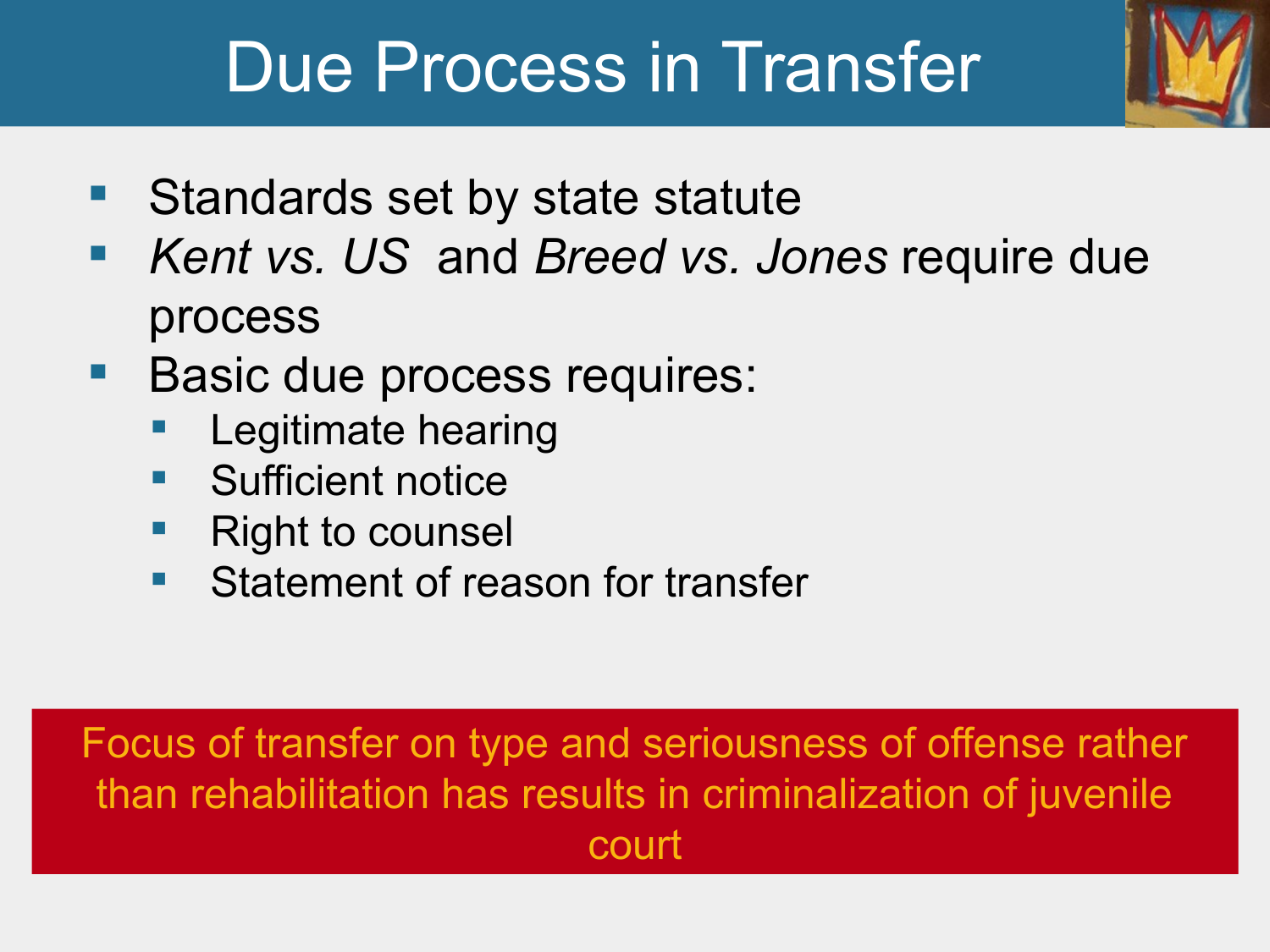# Due Process in Transfer

- Standards set by state statute
- *Kent vs. US* and *Breed vs. Jones* require due process
- Basic due process requires:
  - Legitimate hearing
  - Sufficient notice
  - Right to counsel
  - Statement of reason for transfer

Focus of transfer on type and seriousness of offense rather than rehabilitation has results in criminalization of juvenile court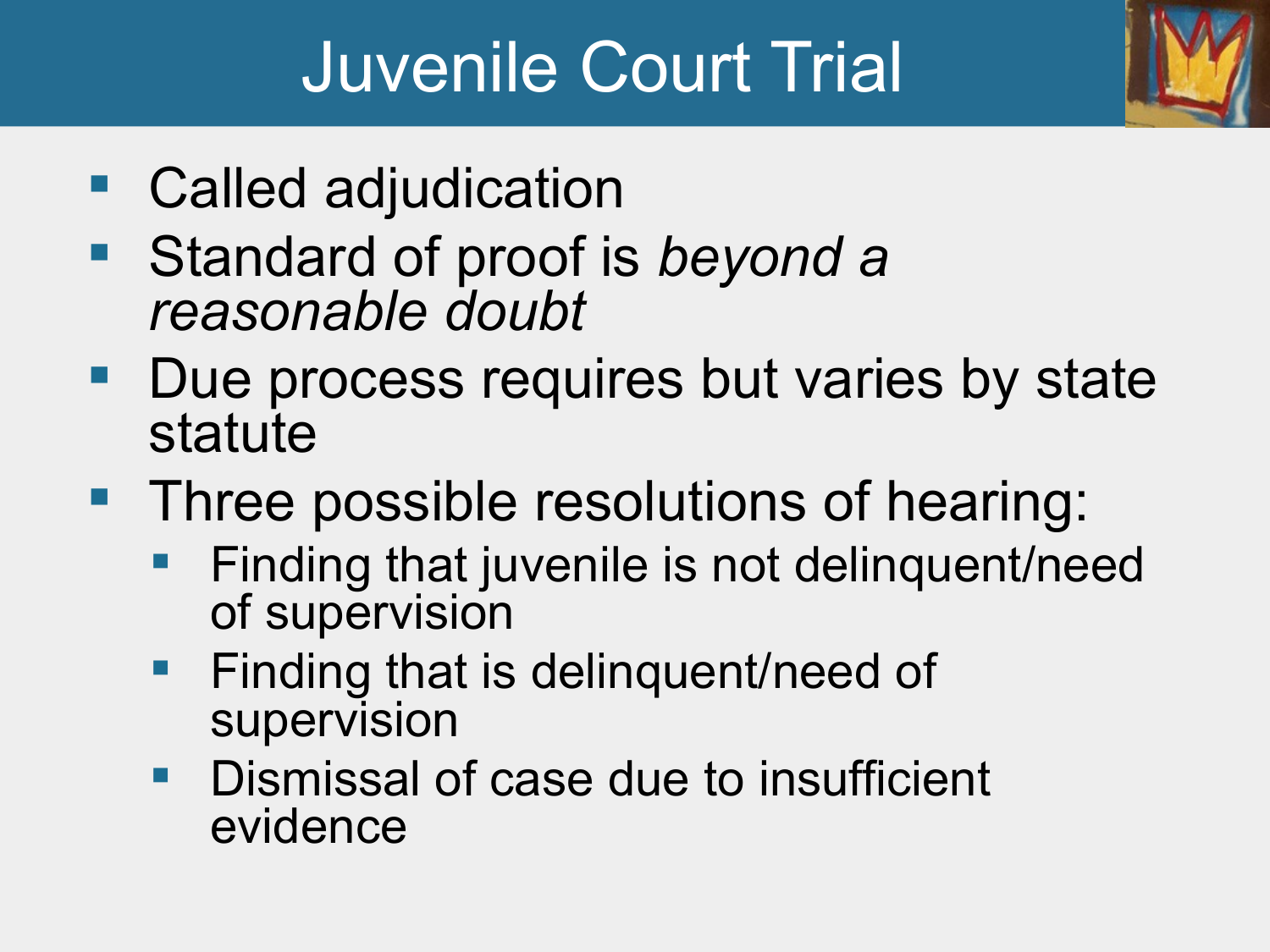# Juvenile Court Trial

- Called adjudication
- Standard of proof is *beyond a reasonable doubt*
- Due process requires but varies by state statute
- Three possible resolutions of hearing:
  - Finding that juvenile is not delinquent/need of supervision
  - Finding that is delinquent/need of supervision
  - Dismissal of case due to insufficient evidence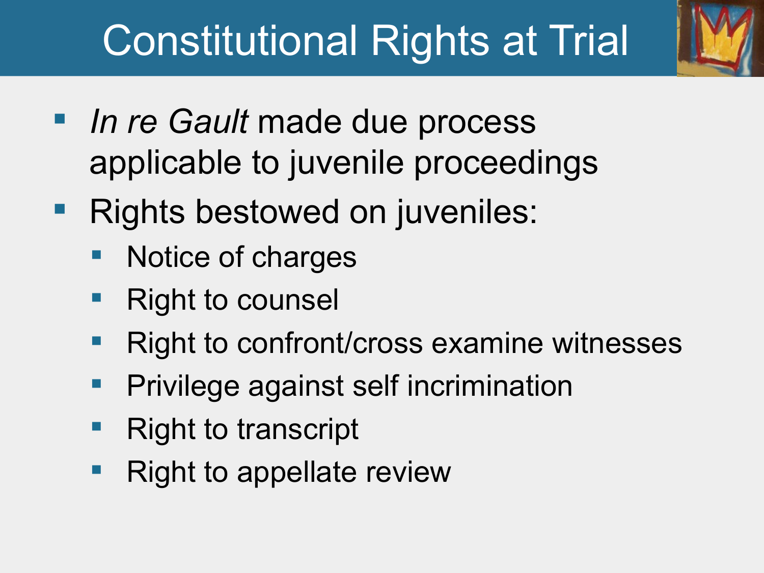# Constitutional Rights at Trial

- *In re Gault* made due process applicable to juvenile proceedings
- Rights bestowed on juveniles:
  - Notice of charges
  - Right to counsel
  - Right to confront/cross examine witnesses
  - Privilege against self incrimination
  - Right to transcript
  - Right to appellate review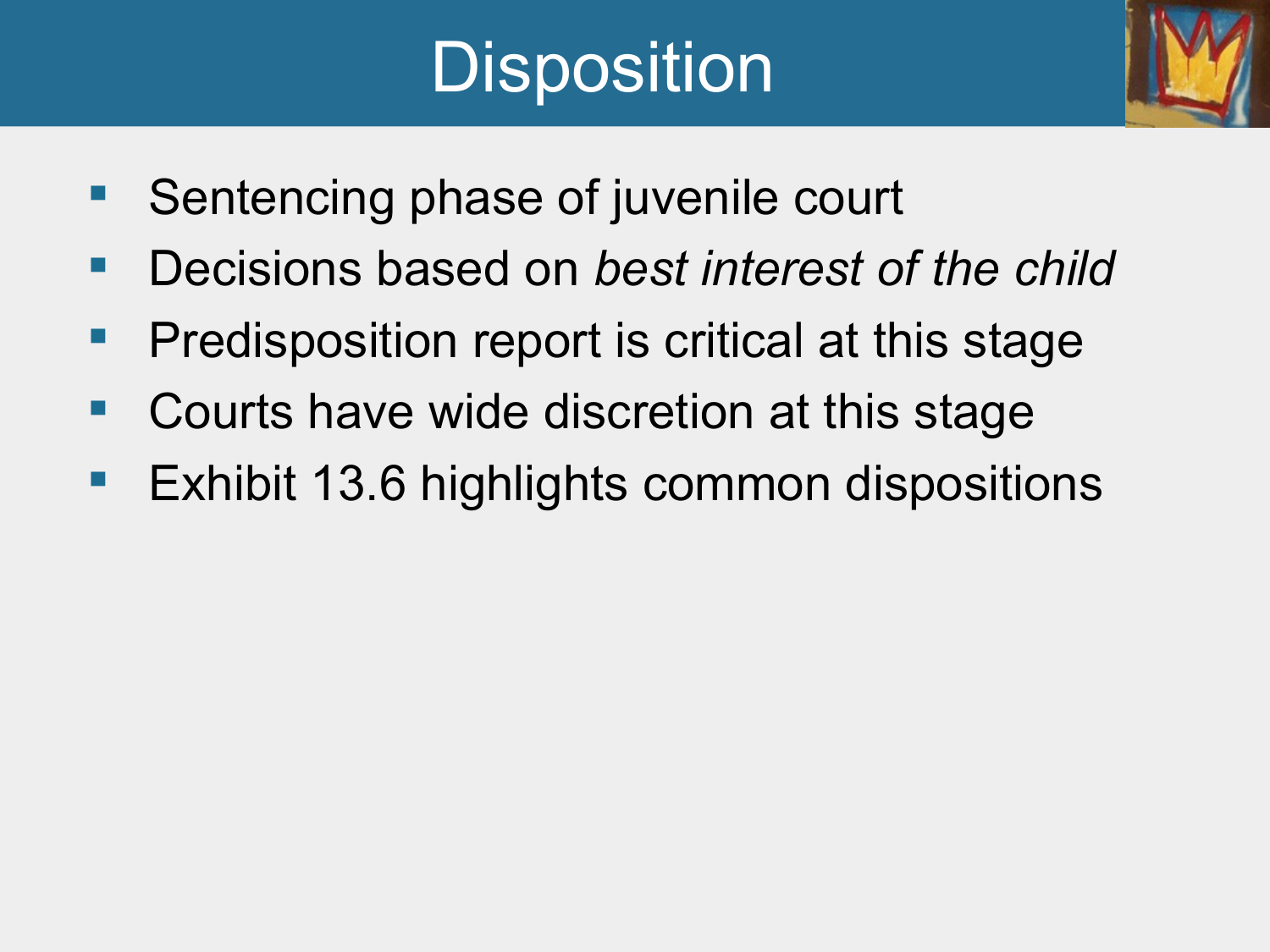# Disposition

- Sentencing phase of juvenile court
- Decisions based on *best interest of the child*
- Predisposition report is critical at this stage
- Courts have wide discretion at this stage
- Exhibit 13.6 highlights common dispositions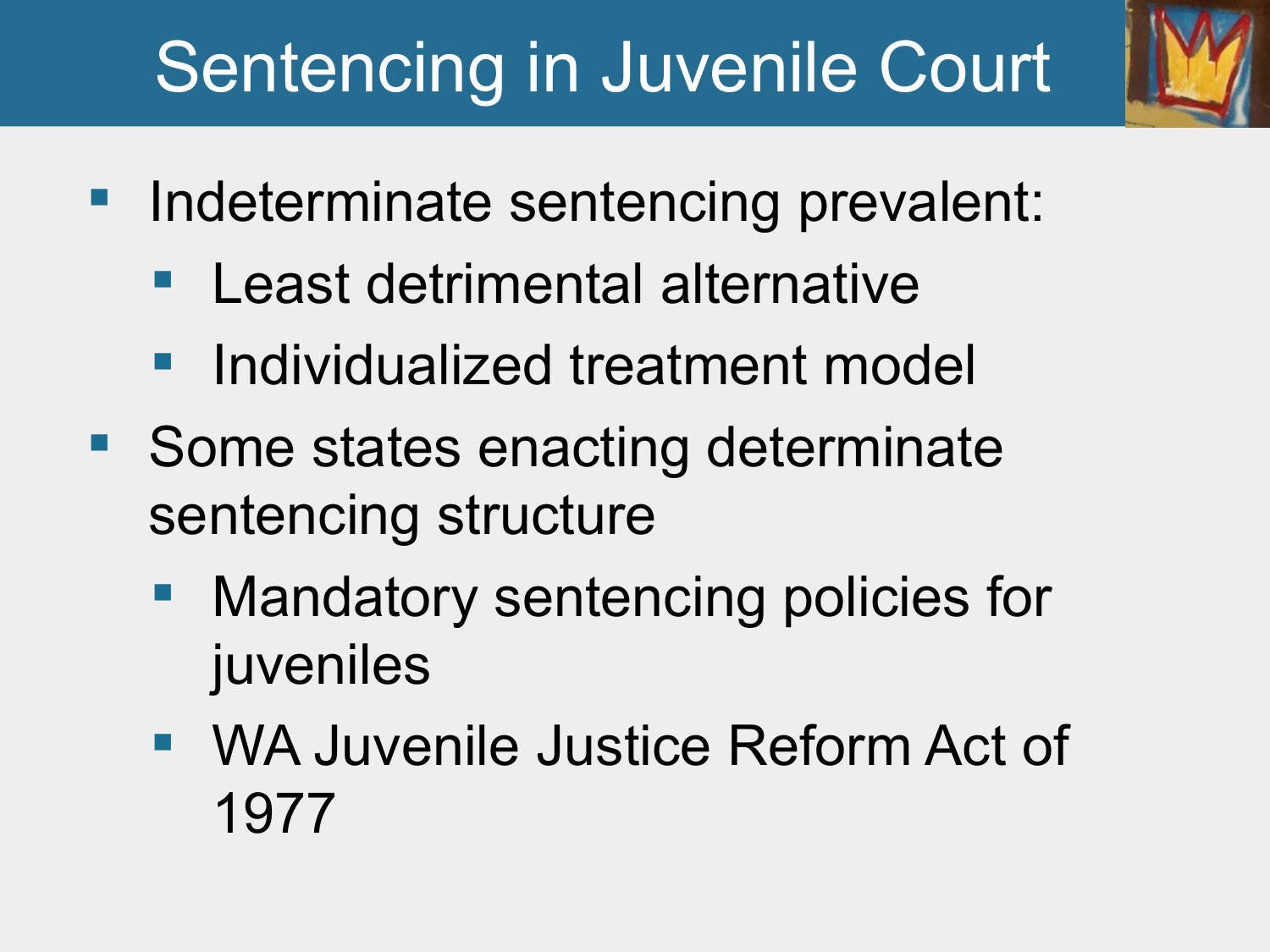# Sentencing in Juvenile Court

- Indeterminate sentencing prevalent:
  - Least detrimental alternative
  - Individualized treatment model
- Some states enacting determinate sentencing structure
  - Mandatory sentencing policies for juveniles
  - WA Juvenile Justice Reform Act of 1977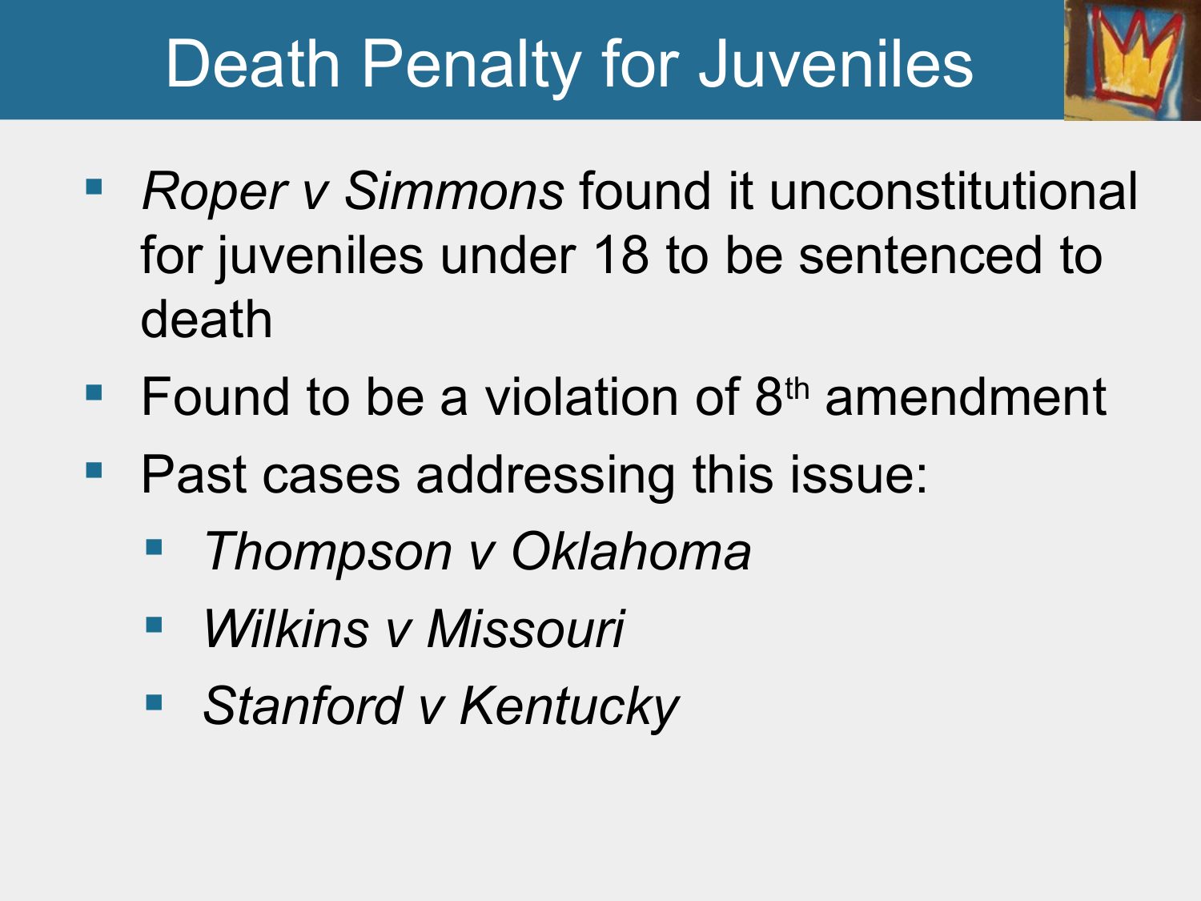# Death Penalty for Juveniles

- *Roper v Simmons* found it unconstitutional for juveniles under 18 to be sentenced to death
- Found to be a violation of 8th amendment
- Past cases addressing this issue:
  - *Thompson v Oklahoma*
  - *Wilkins v Missouri*
  - *Stanford v Kentucky*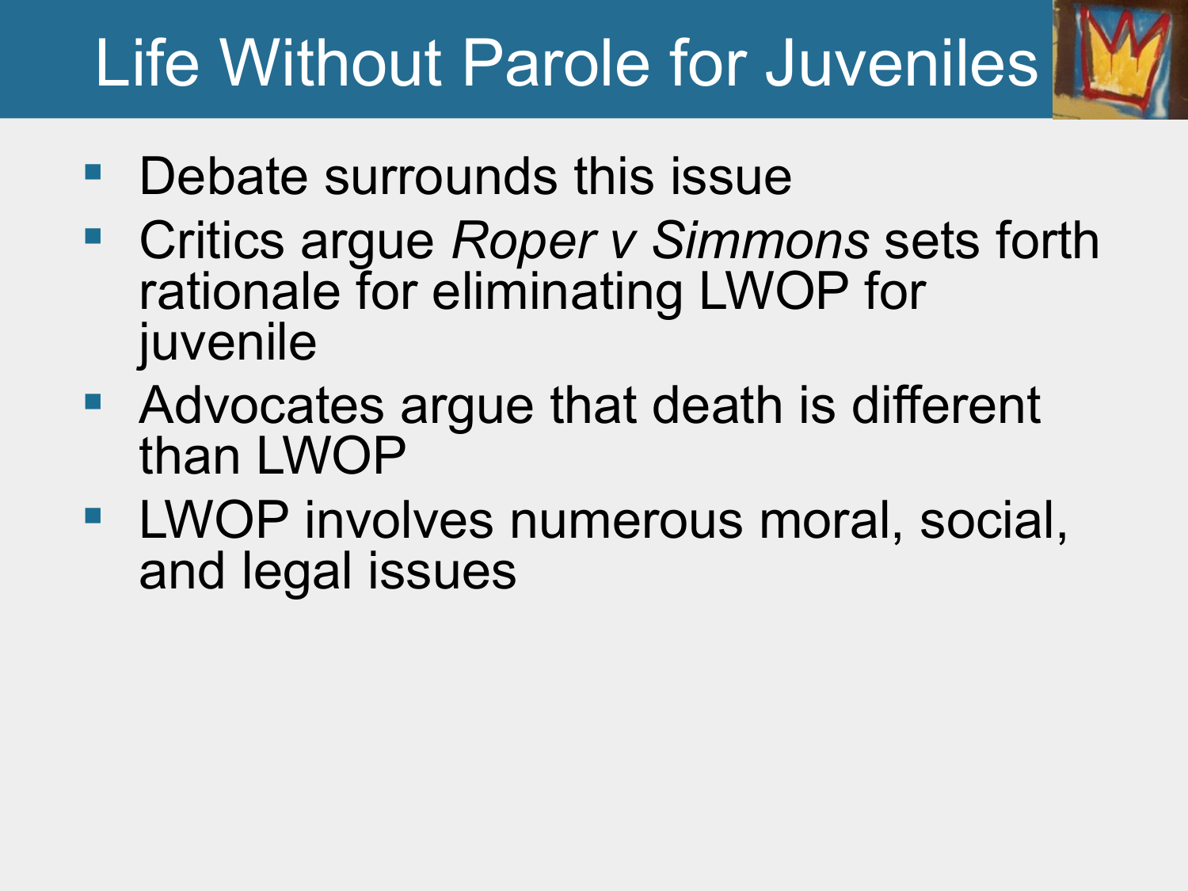# Life Without Parole for Juveniles

- Debate surrounds this issue
- Critics argue *Roper v Simmons* sets forth rationale for eliminating LWOP for juvenile
- Advocates argue that death is different than LWOP
- LWOP involves numerous moral, social, and legal issues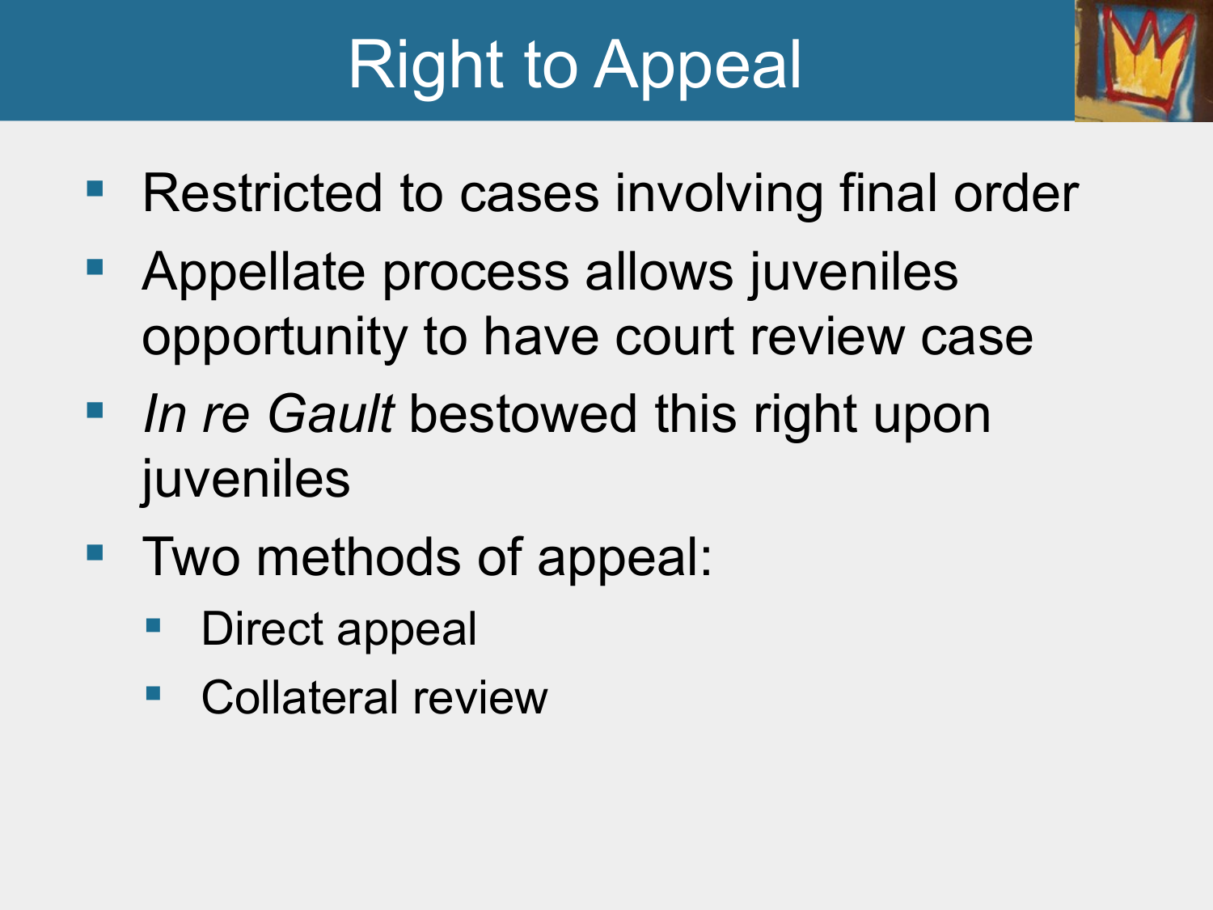# Right to Appeal

- Restricted to cases involving final order
- Appellate process allows juveniles opportunity to have court review case
- *In re Gault* bestowed this right upon juveniles
- Two methods of appeal:
  - Direct appeal
  - Collateral review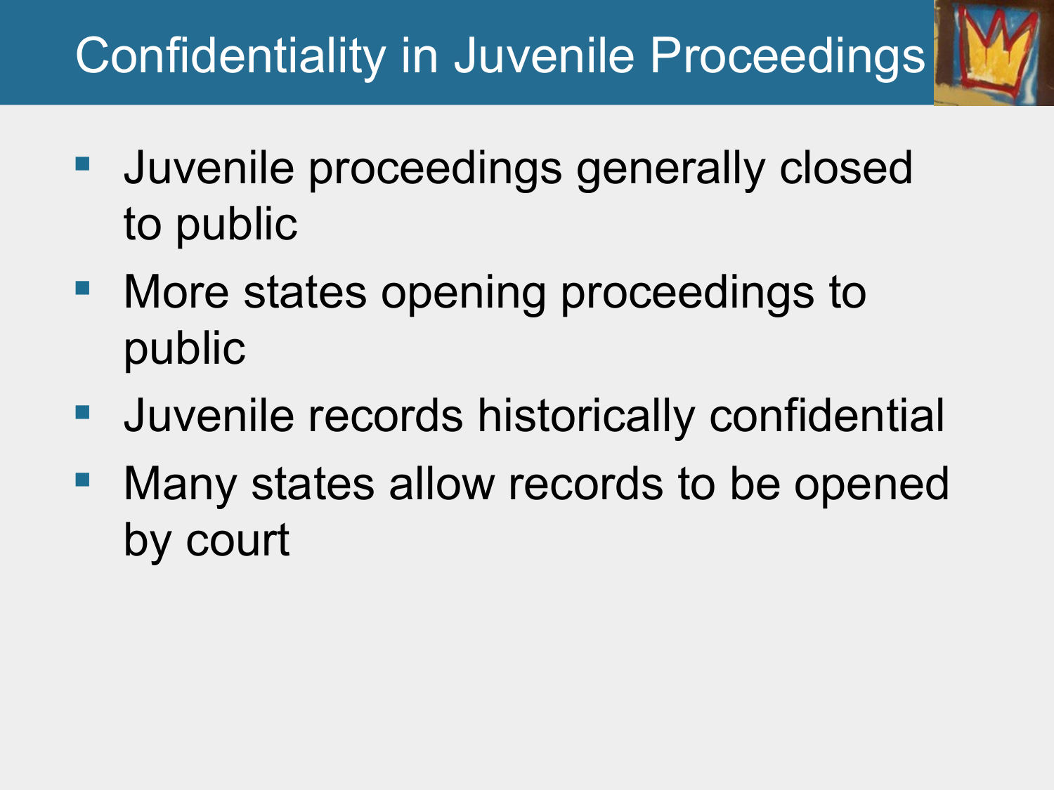# Confidentiality in Juvenile Proceedings

- Juvenile proceedings generally closed to public
- More states opening proceedings to public
- Juvenile records historically confidential
- Many states allow records to be opened by court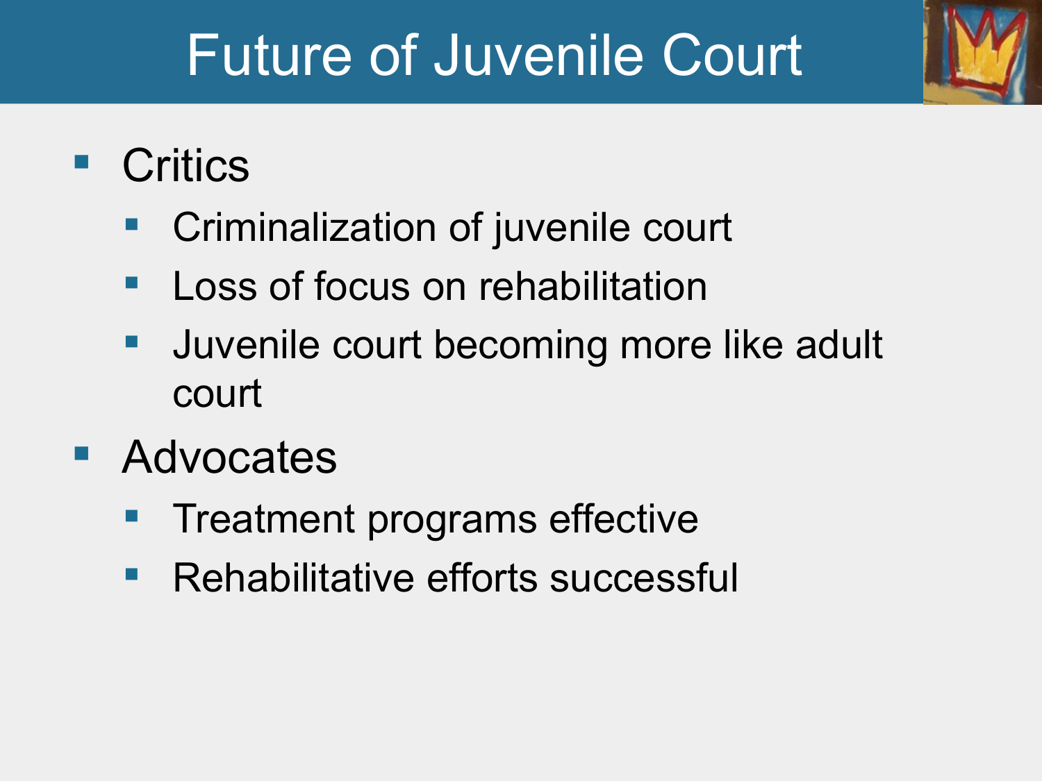# Future of Juvenile Court

- Critics
  - Criminalization of juvenile court
  - Loss of focus on rehabilitation
  - Juvenile court becoming more like adult court
- Advocates
  - Treatment programs effective
  - Rehabilitative efforts successful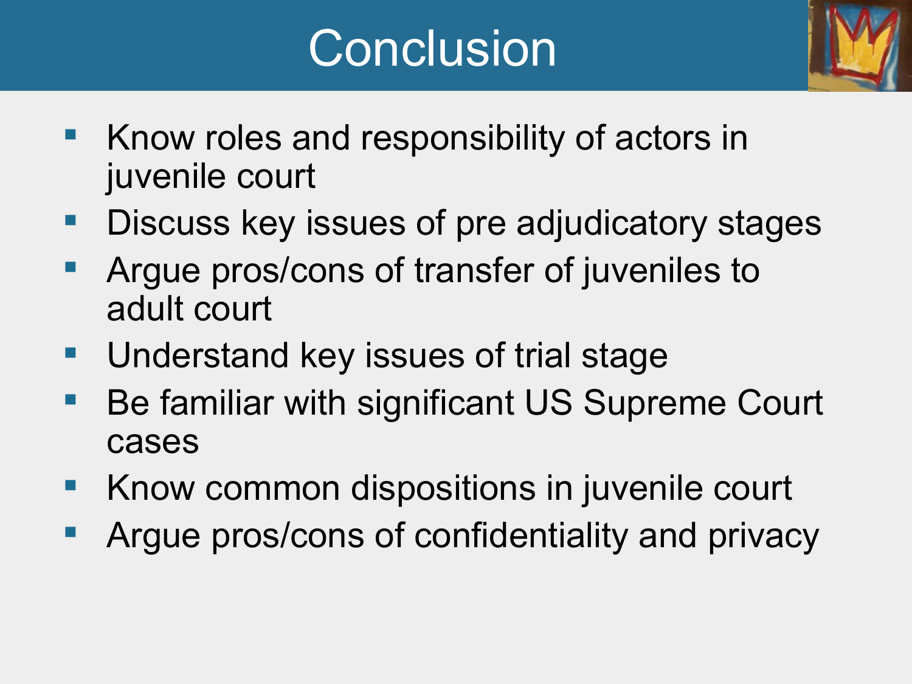# Conclusion

- Know roles and responsibility of actors in juvenile court
- Discuss key issues of pre adjudicatory stages
- Argue pros/cons of transfer of juveniles to adult court
- Understand key issues of trial stage
- Be familiar with significant US Supreme Court cases
- Know common dispositions in juvenile court
- Argue pros/cons of confidentiality and privacy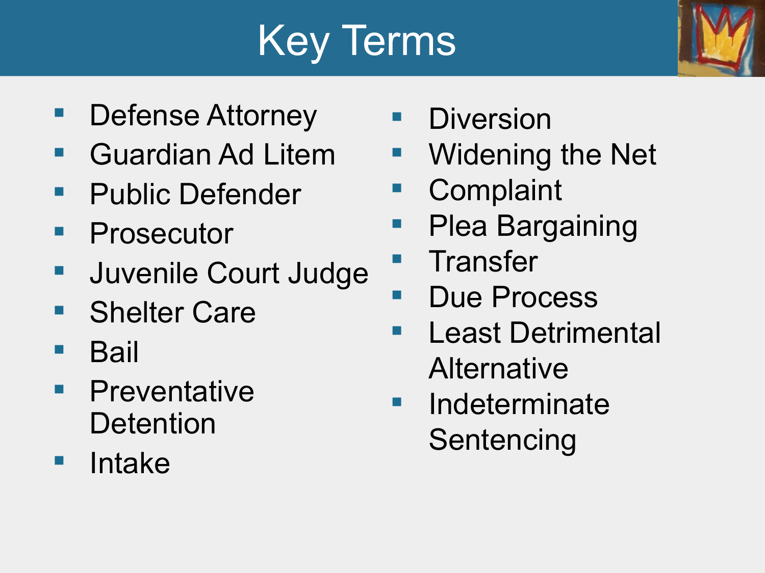# Key Terms

- Defense Attorney
- Guardian Ad Litem
- Public Defender
- Prosecutor
- Juvenile Court Judge
- Shelter Care
- Bail
- Preventative Detention
- Intake
- Diversion
- Widening the Net
- Complaint
- Plea Bargaining
- Transfer
- Due Process
- Least Detrimental Alternative
- Indeterminate Sentencing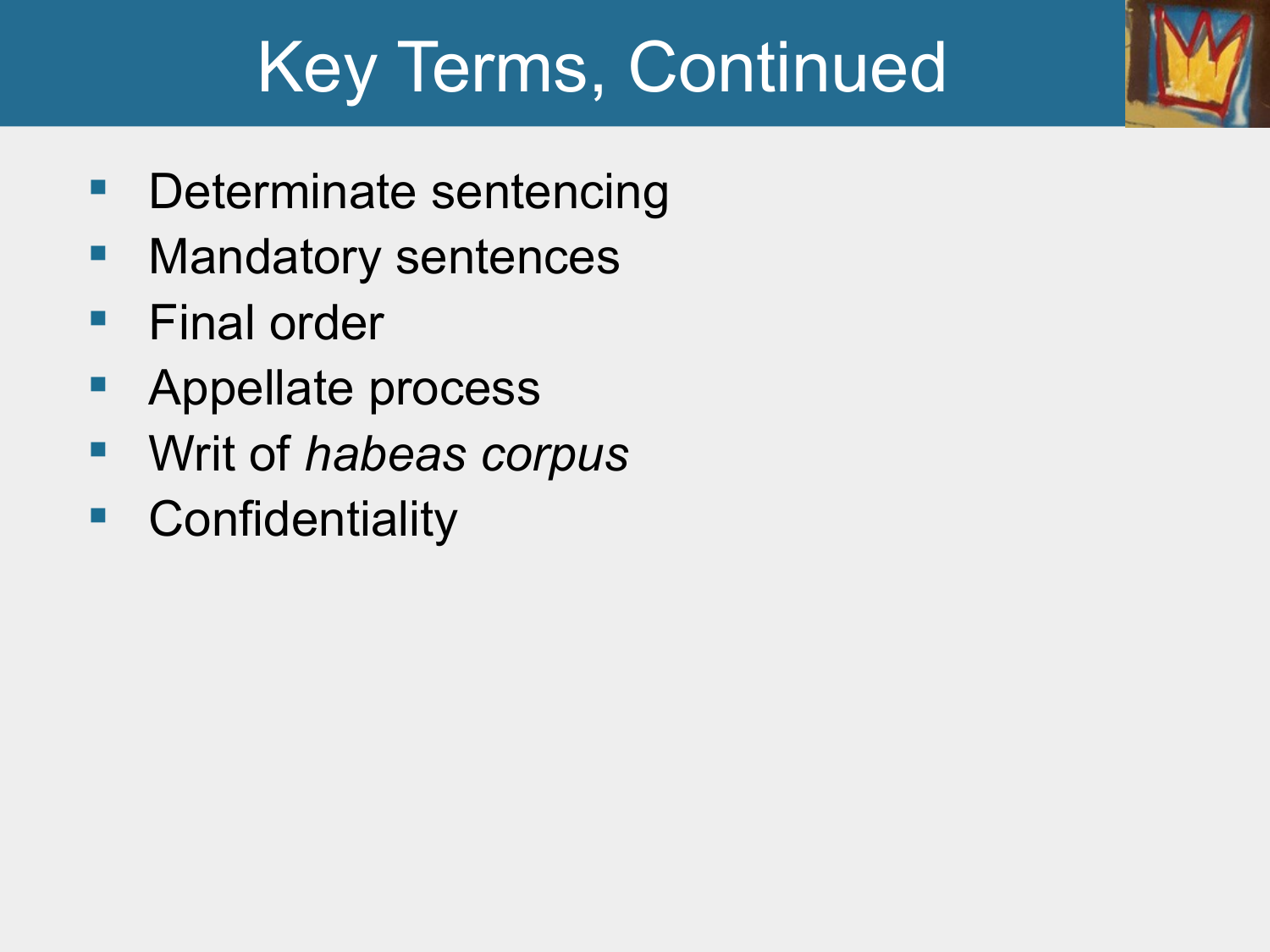# Key Terms, Continued

- Determinate sentencing
- Mandatory sentences
- Final order
- Appellate process
- Writ of *habeas corpus*
- Confidentiality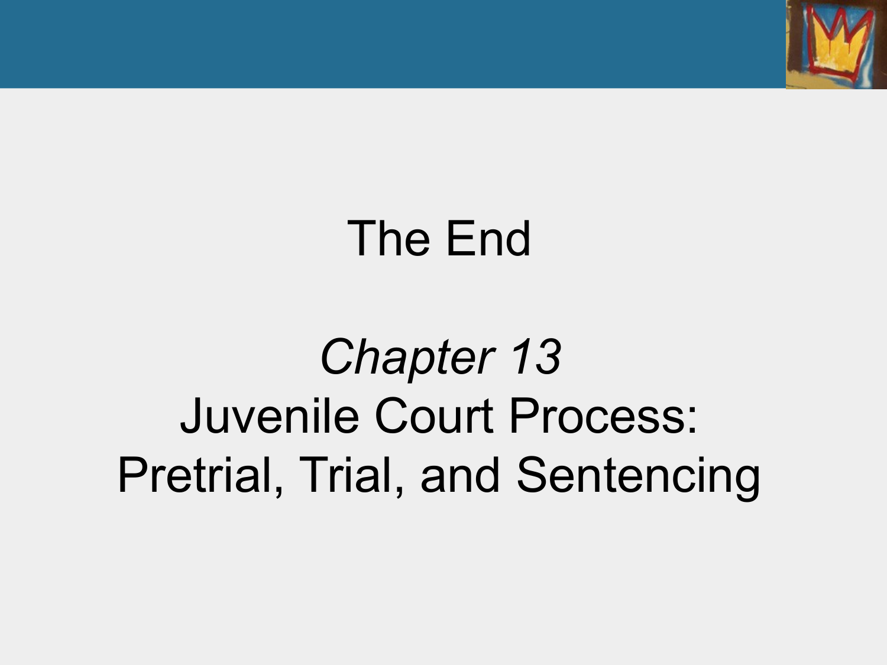The End

*Chapter 13*
Juvenile Court Process: Pretrial, Trial, and Sentencing